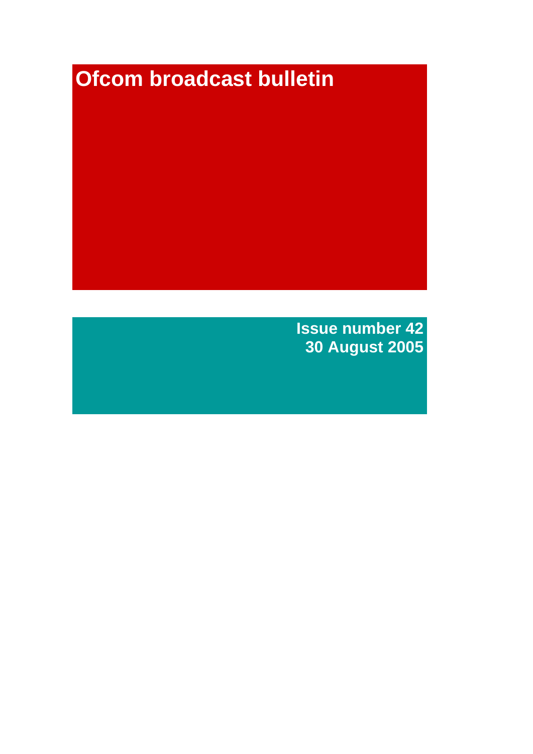# Ofcom broadcast bulletin

**Issue number 42**
**30 August 2005**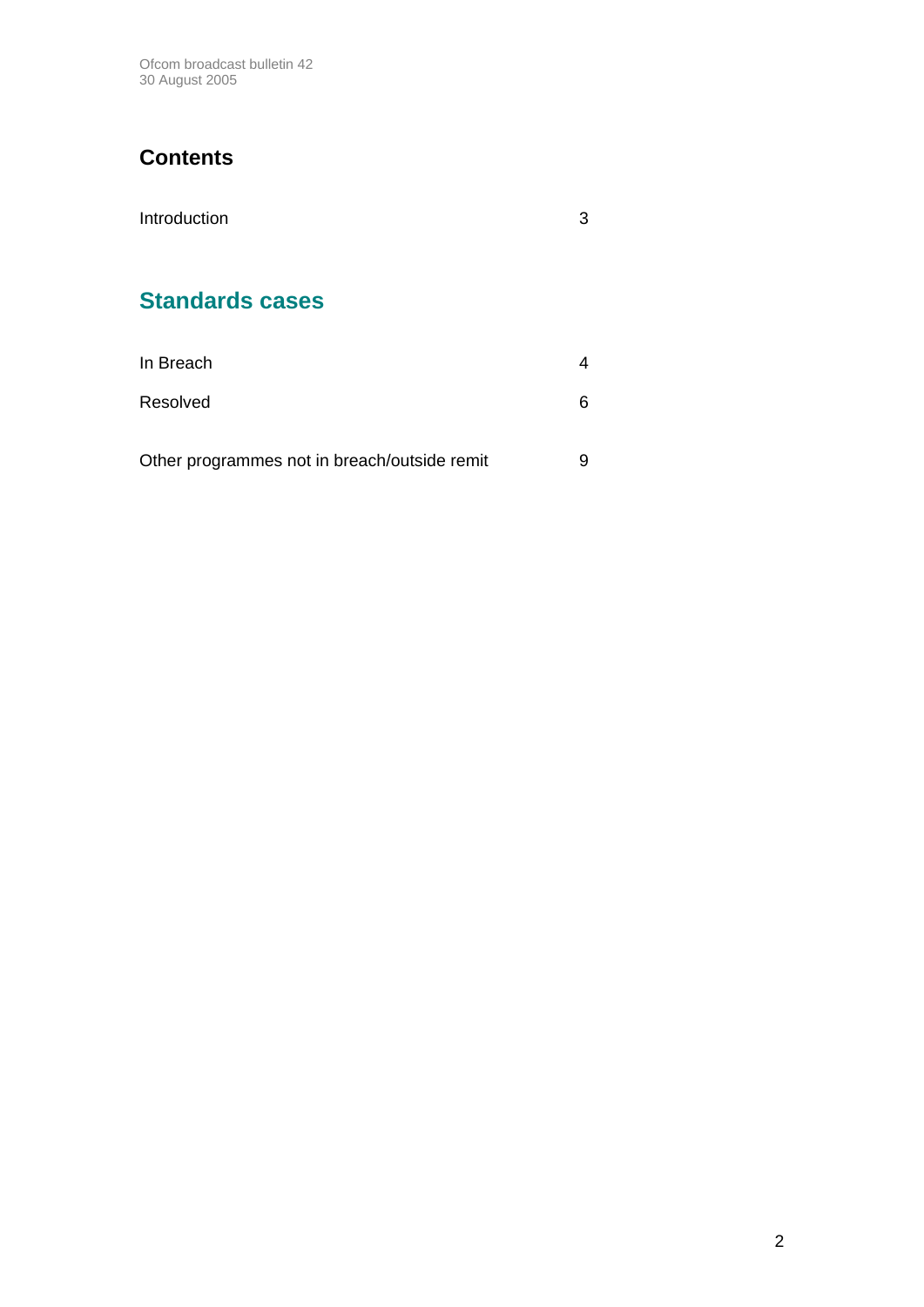## Contents

Introduction 3

## Standards cases

In Breach 4

Resolved 6

Other programmes not in breach/outside remit 9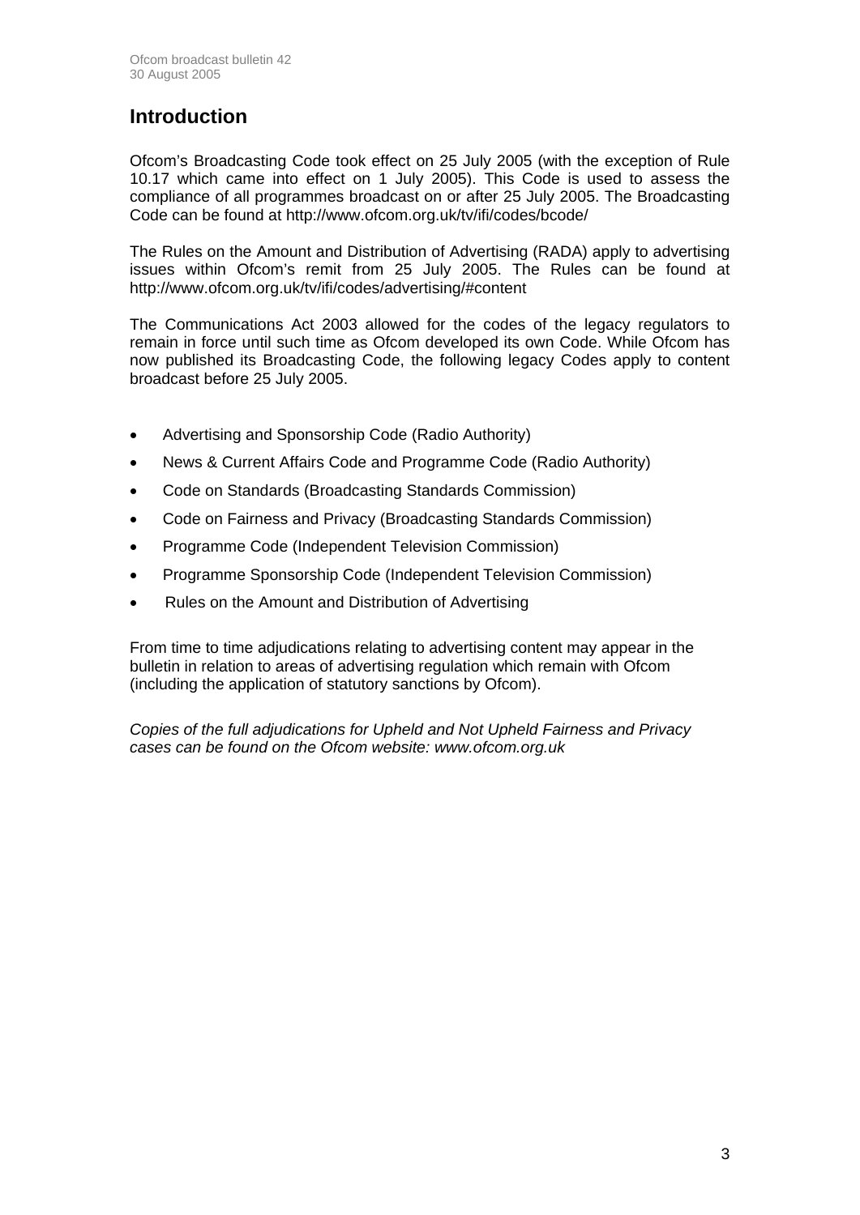## Introduction

Ofcom's Broadcasting Code took effect on 25 July 2005 (with the exception of Rule 10.17 which came into effect on 1 July 2005). This Code is used to assess the compliance of all programmes broadcast on or after 25 July 2005. The Broadcasting Code can be found at http://www.ofcom.org.uk/tv/ifi/codes/bcode/

The Rules on the Amount and Distribution of Advertising (RADA) apply to advertising issues within Ofcom's remit from 25 July 2005. The Rules can be found at http://www.ofcom.org.uk/tv/ifi/codes/advertising/#content

The Communications Act 2003 allowed for the codes of the legacy regulators to remain in force until such time as Ofcom developed its own Code. While Ofcom has now published its Broadcasting Code, the following legacy Codes apply to content broadcast before 25 July 2005.

- Advertising and Sponsorship Code (Radio Authority)
- News & Current Affairs Code and Programme Code (Radio Authority)
- Code on Standards (Broadcasting Standards Commission)
- Code on Fairness and Privacy (Broadcasting Standards Commission)
- Programme Code (Independent Television Commission)
- Programme Sponsorship Code (Independent Television Commission)
- Rules on the Amount and Distribution of Advertising

From time to time adjudications relating to advertising content may appear in the bulletin in relation to areas of advertising regulation which remain with Ofcom (including the application of statutory sanctions by Ofcom).

*Copies of the full adjudications for Upheld and Not Upheld Fairness and Privacy cases can be found on the Ofcom website: www.ofcom.org.uk*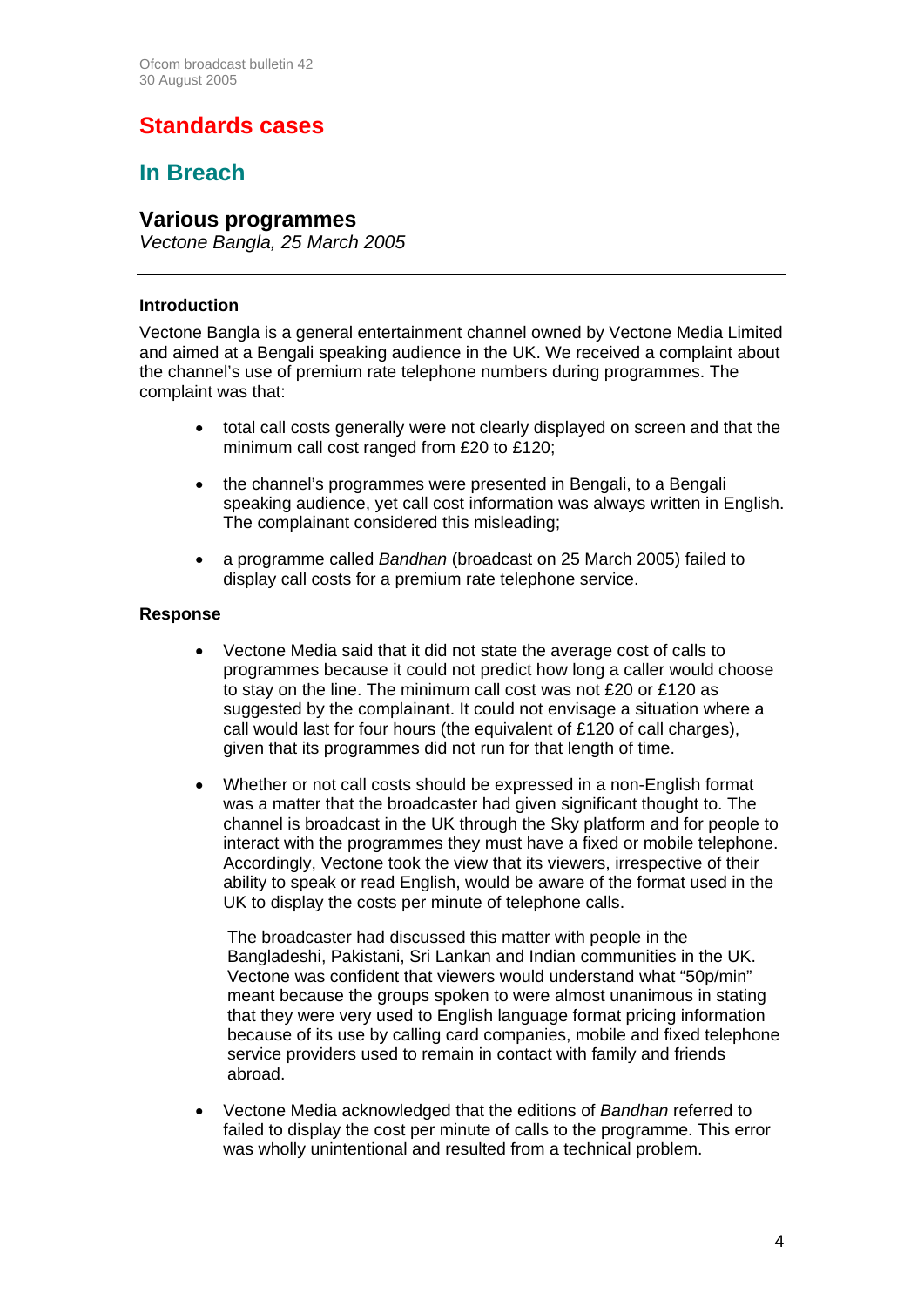# Standards cases

## In Breach

### Various programmes

*Vectone Bangla, 25 March 2005*

---

**Introduction**

Vectone Bangla is a general entertainment channel owned by Vectone Media Limited and aimed at a Bengali speaking audience in the UK. We received a complaint about the channel's use of premium rate telephone numbers during programmes. The complaint was that:

- total call costs generally were not clearly displayed on screen and that the minimum call cost ranged from £20 to £120;
- the channel's programmes were presented in Bengali, to a Bengali speaking audience, yet call cost information was always written in English. The complainant considered this misleading;
- a programme called *Bandhan* (broadcast on 25 March 2005) failed to display call costs for a premium rate telephone service.

**Response**

- Vectone Media said that it did not state the average cost of calls to programmes because it could not predict how long a caller would choose to stay on the line. The minimum call cost was not £20 or £120 as suggested by the complainant. It could not envisage a situation where a call would last for four hours (the equivalent of £120 of call charges), given that its programmes did not run for that length of time.
- Whether or not call costs should be expressed in a non-English format was a matter that the broadcaster had given significant thought to. The channel is broadcast in the UK through the Sky platform and for people to interact with the programmes they must have a fixed or mobile telephone. Accordingly, Vectone took the view that its viewers, irrespective of their ability to speak or read English, would be aware of the format used in the UK to display the costs per minute of telephone calls.

  The broadcaster had discussed this matter with people in the Bangladeshi, Pakistani, Sri Lankan and Indian communities in the UK. Vectone was confident that viewers would understand what "50p/min" meant because the groups spoken to were almost unanimous in stating that they were very used to English language format pricing information because of its use by calling card companies, mobile and fixed telephone service providers used to remain in contact with family and friends abroad.
- Vectone Media acknowledged that the editions of *Bandhan* referred to failed to display the cost per minute of calls to the programme. This error was wholly unintentional and resulted from a technical problem.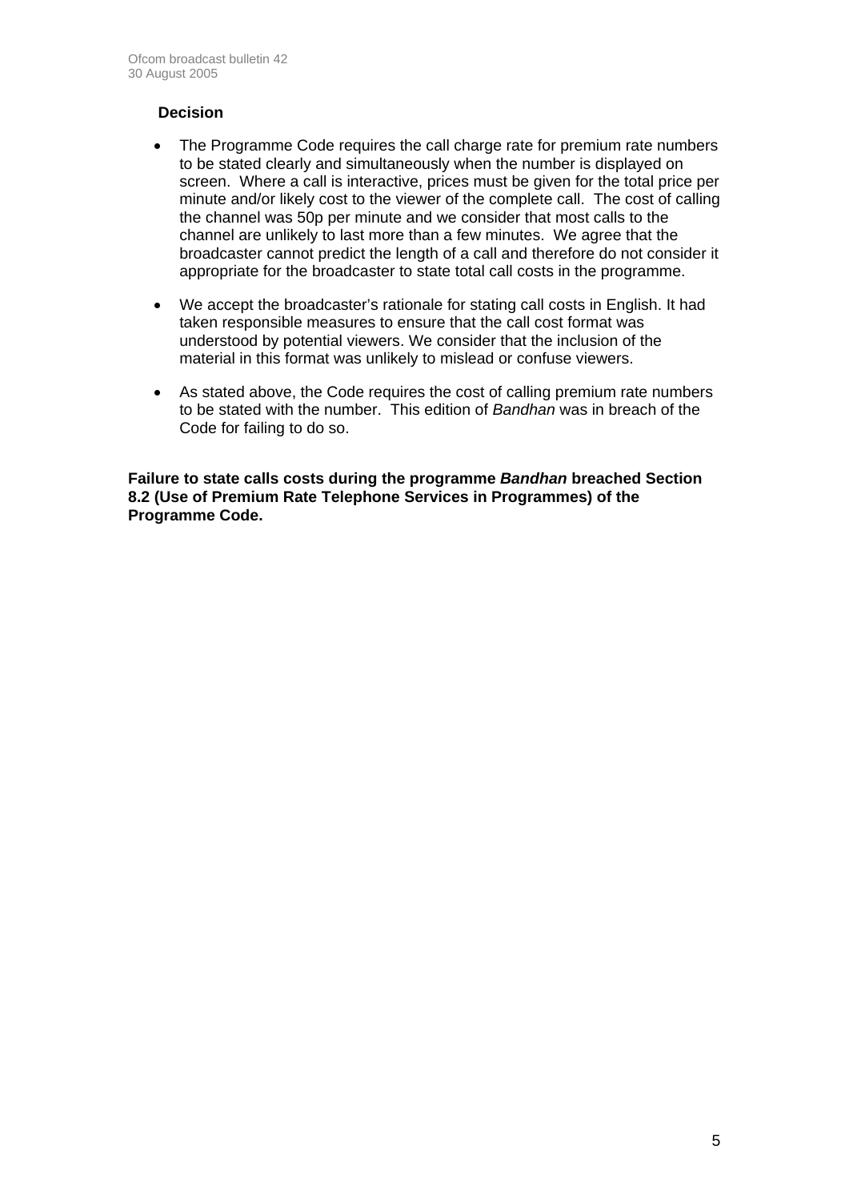### Decision

- The Programme Code requires the call charge rate for premium rate numbers to be stated clearly and simultaneously when the number is displayed on screen. Where a call is interactive, prices must be given for the total price per minute and/or likely cost to the viewer of the complete call. The cost of calling the channel was 50p per minute and we consider that most calls to the channel are unlikely to last more than a few minutes. We agree that the broadcaster cannot predict the length of a call and therefore do not consider it appropriate for the broadcaster to state total call costs in the programme.

- We accept the broadcaster's rationale for stating call costs in English. It had taken responsible measures to ensure that the call cost format was understood by potential viewers. We consider that the inclusion of the material in this format was unlikely to mislead or confuse viewers.

- As stated above, the Code requires the cost of calling premium rate numbers to be stated with the number. This edition of *Bandhan* was in breach of the Code for failing to do so.

**Failure to state calls costs during the programme *Bandhan* breached Section 8.2 (Use of Premium Rate Telephone Services in Programmes) of the Programme Code.**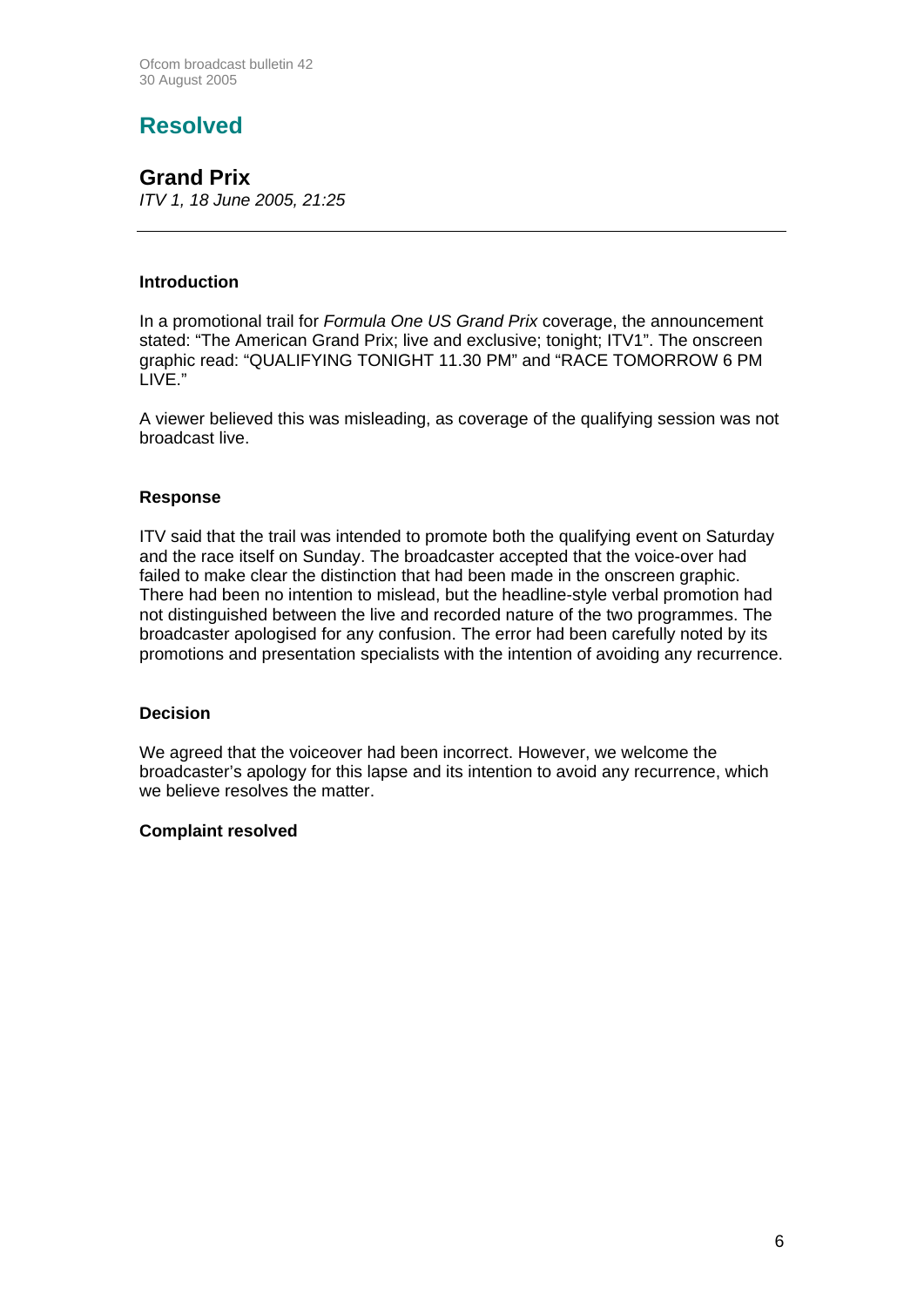# Resolved

## Grand Prix

*ITV 1, 18 June 2005, 21:25*

---

**Introduction**

In a promotional trail for *Formula One US Grand Prix* coverage, the announcement stated: “The American Grand Prix; live and exclusive; tonight; ITV1”. The onscreen graphic read: “QUALIFYING TONIGHT 11.30 PM” and “RACE TOMORROW 6 PM LIVE.”

A viewer believed this was misleading, as coverage of the qualifying session was not broadcast live.

**Response**

ITV said that the trail was intended to promote both the qualifying event on Saturday and the race itself on Sunday. The broadcaster accepted that the voice-over had failed to make clear the distinction that had been made in the onscreen graphic. There had been no intention to mislead, but the headline-style verbal promotion had not distinguished between the live and recorded nature of the two programmes. The broadcaster apologised for any confusion. The error had been carefully noted by its promotions and presentation specialists with the intention of avoiding any recurrence.

**Decision**

We agreed that the voiceover had been incorrect. However, we welcome the broadcaster’s apology for this lapse and its intention to avoid any recurrence, which we believe resolves the matter.

**Complaint resolved**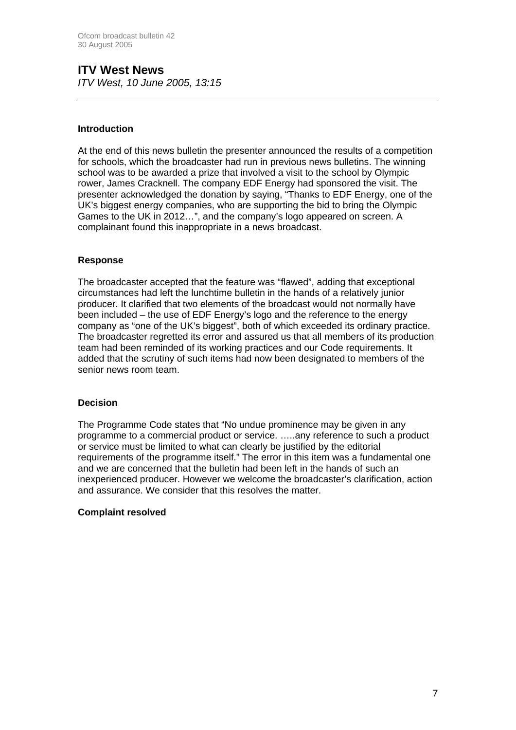## ITV West News

*ITV West, 10 June 2005, 13:15*

---

### Introduction

At the end of this news bulletin the presenter announced the results of a competition for schools, which the broadcaster had run in previous news bulletins. The winning school was to be awarded a prize that involved a visit to the school by Olympic rower, James Cracknell. The company EDF Energy had sponsored the visit. The presenter acknowledged the donation by saying, "Thanks to EDF Energy, one of the UK's biggest energy companies, who are supporting the bid to bring the Olympic Games to the UK in 2012…", and the company's logo appeared on screen. A complainant found this inappropriate in a news broadcast.

### Response

The broadcaster accepted that the feature was "flawed", adding that exceptional circumstances had left the lunchtime bulletin in the hands of a relatively junior producer. It clarified that two elements of the broadcast would not normally have been included – the use of EDF Energy's logo and the reference to the energy company as "one of the UK's biggest", both of which exceeded its ordinary practice. The broadcaster regretted its error and assured us that all members of its production team had been reminded of its working practices and our Code requirements. It added that the scrutiny of such items had now been designated to members of the senior news room team.

### Decision

The Programme Code states that "No undue prominence may be given in any programme to a commercial product or service. …..any reference to such a product or service must be limited to what can clearly be justified by the editorial requirements of the programme itself." The error in this item was a fundamental one and we are concerned that the bulletin had been left in the hands of such an inexperienced producer. However we welcome the broadcaster's clarification, action and assurance. We consider that this resolves the matter.

**Complaint resolved**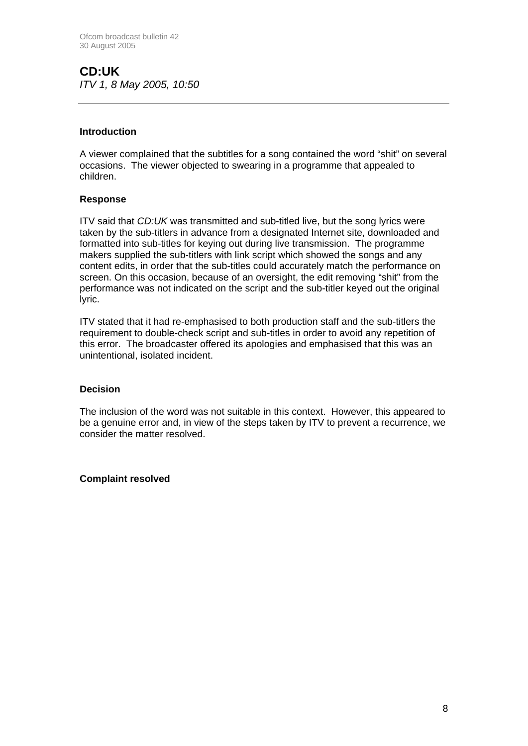## CD:UK

*ITV 1, 8 May 2005, 10:50*

---

### Introduction

A viewer complained that the subtitles for a song contained the word "shit" on several occasions. The viewer objected to swearing in a programme that appealed to children.

### Response

ITV said that *CD:UK* was transmitted and sub-titled live, but the song lyrics were taken by the sub-titlers in advance from a designated Internet site, downloaded and formatted into sub-titles for keying out during live transmission. The programme makers supplied the sub-titlers with link script which showed the songs and any content edits, in order that the sub-titles could accurately match the performance on screen. On this occasion, because of an oversight, the edit removing "shit" from the performance was not indicated on the script and the sub-titler keyed out the original lyric.

ITV stated that it had re-emphasised to both production staff and the sub-titlers the requirement to double-check script and sub-titles in order to avoid any repetition of this error. The broadcaster offered its apologies and emphasised that this was an unintentional, isolated incident.

### Decision

The inclusion of the word was not suitable in this context. However, this appeared to be a genuine error and, in view of the steps taken by ITV to prevent a recurrence, we consider the matter resolved.

**Complaint resolved**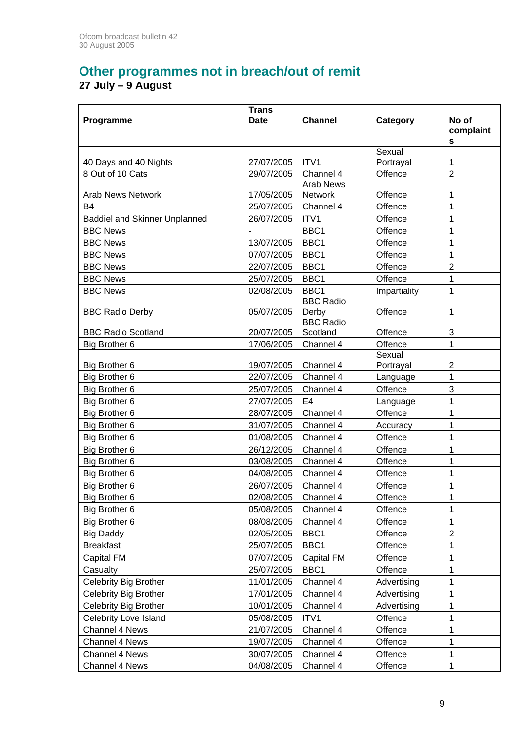## Other programmes not in breach/out of remit

**27 July – 9 August**

| Programme | Trans Date | Channel | Category | No of complaints |
|---|---|---|---|---|
| 40 Days and 40 Nights | 27/07/2005 | ITV1 | Sexual Portrayal | 1 |
| 8 Out of 10 Cats | 29/07/2005 | Channel 4 | Offence | 2 |
| Arab News Network | 17/05/2005 | Arab News Network | Offence | 1 |
| B4 | 25/07/2005 | Channel 4 | Offence | 1 |
| Baddiel and Skinner Unplanned | 26/07/2005 | ITV1 | Offence | 1 |
| BBC News | - | BBC1 | Offence | 1 |
| BBC News | 13/07/2005 | BBC1 | Offence | 1 |
| BBC News | 07/07/2005 | BBC1 | Offence | 1 |
| BBC News | 22/07/2005 | BBC1 | Offence | 2 |
| BBC News | 25/07/2005 | BBC1 | Offence | 1 |
| BBC News | 02/08/2005 | BBC1 | Impartiality | 1 |
| BBC Radio Derby | 05/07/2005 | BBC Radio Derby | Offence | 1 |
| BBC Radio Scotland | 20/07/2005 | BBC Radio Scotland | Offence | 3 |
| Big Brother 6 | 17/06/2005 | Channel 4 | Offence | 1 |
| Big Brother 6 | 19/07/2005 | Channel 4 | Sexual Portrayal | 2 |
| Big Brother 6 | 22/07/2005 | Channel 4 | Language | 1 |
| Big Brother 6 | 25/07/2005 | Channel 4 | Offence | 3 |
| Big Brother 6 | 27/07/2005 | E4 | Language | 1 |
| Big Brother 6 | 28/07/2005 | Channel 4 | Offence | 1 |
| Big Brother 6 | 31/07/2005 | Channel 4 | Accuracy | 1 |
| Big Brother 6 | 01/08/2005 | Channel 4 | Offence | 1 |
| Big Brother 6 | 26/12/2005 | Channel 4 | Offence | 1 |
| Big Brother 6 | 03/08/2005 | Channel 4 | Offence | 1 |
| Big Brother 6 | 04/08/2005 | Channel 4 | Offence | 1 |
| Big Brother 6 | 26/07/2005 | Channel 4 | Offence | 1 |
| Big Brother 6 | 02/08/2005 | Channel 4 | Offence | 1 |
| Big Brother 6 | 05/08/2005 | Channel 4 | Offence | 1 |
| Big Brother 6 | 08/08/2005 | Channel 4 | Offence | 1 |
| Big Daddy | 02/05/2005 | BBC1 | Offence | 2 |
| Breakfast | 25/07/2005 | BBC1 | Offence | 1 |
| Capital FM | 07/07/2005 | Capital FM | Offence | 1 |
| Casualty | 25/07/2005 | BBC1 | Offence | 1 |
| Celebrity Big Brother | 11/01/2005 | Channel 4 | Advertising | 1 |
| Celebrity Big Brother | 17/01/2005 | Channel 4 | Advertising | 1 |
| Celebrity Big Brother | 10/01/2005 | Channel 4 | Advertising | 1 |
| Celebrity Love Island | 05/08/2005 | ITV1 | Offence | 1 |
| Channel 4 News | 21/07/2005 | Channel 4 | Offence | 1 |
| Channel 4 News | 19/07/2005 | Channel 4 | Offence | 1 |
| Channel 4 News | 30/07/2005 | Channel 4 | Offence | 1 |
| Channel 4 News | 04/08/2005 | Channel 4 | Offence | 1 |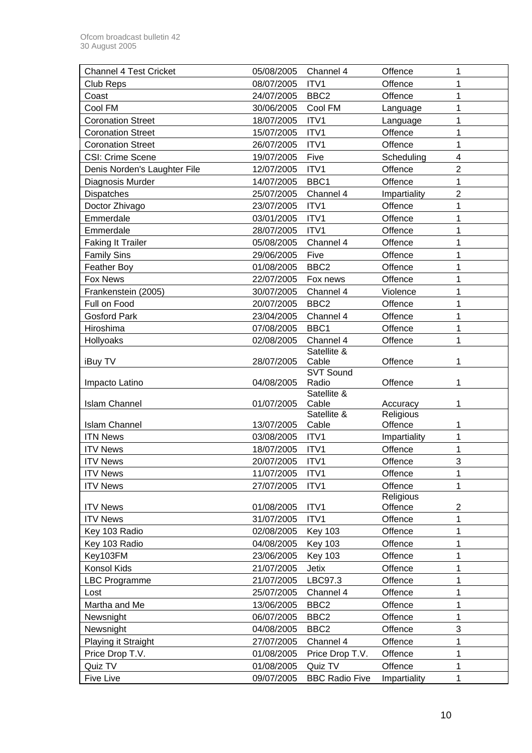| Channel 4 Test Cricket | 05/08/2005 | Channel 4 | Offence | 1 |
|---|---|---|---|---|
| Club Reps | 08/07/2005 | ITV1 | Offence | 1 |
| Coast | 24/07/2005 | BBC2 | Offence | 1 |
| Cool FM | 30/06/2005 | Cool FM | Language | 1 |
| Coronation Street | 18/07/2005 | ITV1 | Language | 1 |
| Coronation Street | 15/07/2005 | ITV1 | Offence | 1 |
| Coronation Street | 26/07/2005 | ITV1 | Offence | 1 |
| CSI: Crime Scene | 19/07/2005 | Five | Scheduling | 4 |
| Denis Norden's Laughter File | 12/07/2005 | ITV1 | Offence | 2 |
| Diagnosis Murder | 14/07/2005 | BBC1 | Offence | 1 |
| Dispatches | 25/07/2005 | Channel 4 | Impartiality | 2 |
| Doctor Zhivago | 23/07/2005 | ITV1 | Offence | 1 |
| Emmerdale | 03/01/2005 | ITV1 | Offence | 1 |
| Emmerdale | 28/07/2005 | ITV1 | Offence | 1 |
| Faking It Trailer | 05/08/2005 | Channel 4 | Offence | 1 |
| Family Sins | 29/06/2005 | Five | Offence | 1 |
| Feather Boy | 01/08/2005 | BBC2 | Offence | 1 |
| Fox News | 22/07/2005 | Fox news | Offence | 1 |
| Frankenstein (2005) | 30/07/2005 | Channel 4 | Violence | 1 |
| Full on Food | 20/07/2005 | BBC2 | Offence | 1 |
| Gosford Park | 23/04/2005 | Channel 4 | Offence | 1 |
| Hiroshima | 07/08/2005 | BBC1 | Offence | 1 |
| Hollyoaks | 02/08/2005 | Channel 4 | Offence | 1 |
| iBuy TV | 28/07/2005 | Satellite & Cable | Offence | 1 |
| Impacto Latino | 04/08/2005 | SVT Sound Radio | Offence | 1 |
| Islam Channel | 01/07/2005 | Satellite & Cable | Accuracy | 1 |
| Islam Channel | 13/07/2005 | Satellite & Cable | Religious Offence | 1 |
| ITN News | 03/08/2005 | ITV1 | Impartiality | 1 |
| ITV News | 18/07/2005 | ITV1 | Offence | 1 |
| ITV News | 20/07/2005 | ITV1 | Offence | 3 |
| ITV News | 11/07/2005 | ITV1 | Offence | 1 |
| ITV News | 27/07/2005 | ITV1 | Offence | 1 |
| ITV News | 01/08/2005 | ITV1 | Religious Offence | 2 |
| ITV News | 31/07/2005 | ITV1 | Offence | 1 |
| Key 103 Radio | 02/08/2005 | Key 103 | Offence | 1 |
| Key 103 Radio | 04/08/2005 | Key 103 | Offence | 1 |
| Key103FM | 23/06/2005 | Key 103 | Offence | 1 |
| Konsol Kids | 21/07/2005 | Jetix | Offence | 1 |
| LBC Programme | 21/07/2005 | LBC97.3 | Offence | 1 |
| Lost | 25/07/2005 | Channel 4 | Offence | 1 |
| Martha and Me | 13/06/2005 | BBC2 | Offence | 1 |
| Newsnight | 06/07/2005 | BBC2 | Offence | 1 |
| Newsnight | 04/08/2005 | BBC2 | Offence | 3 |
| Playing it Straight | 27/07/2005 | Channel 4 | Offence | 1 |
| Price Drop T.V. | 01/08/2005 | Price Drop T.V. | Offence | 1 |
| Quiz TV | 01/08/2005 | Quiz TV | Offence | 1 |
| Five Live | 09/07/2005 | BBC Radio Five | Impartiality | 1 |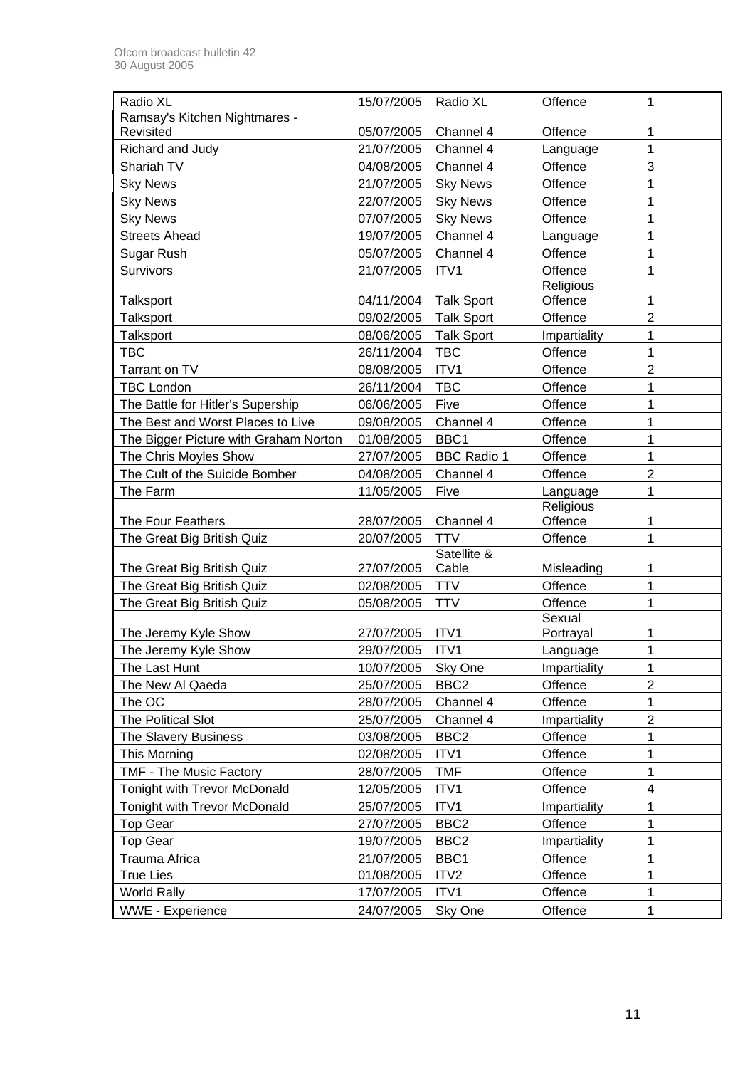| | | | | |
|---|---|---|---|---|
| Radio XL | 15/07/2005 | Radio XL | Offence | 1 |
| Ramsay's Kitchen Nightmares - Revisited | 05/07/2005 | Channel 4 | Offence | 1 |
| Richard and Judy | 21/07/2005 | Channel 4 | Language | 1 |
| Shariah TV | 04/08/2005 | Channel 4 | Offence | 3 |
| Sky News | 21/07/2005 | Sky News | Offence | 1 |
| Sky News | 22/07/2005 | Sky News | Offence | 1 |
| Sky News | 07/07/2005 | Sky News | Offence | 1 |
| Streets Ahead | 19/07/2005 | Channel 4 | Language | 1 |
| Sugar Rush | 05/07/2005 | Channel 4 | Offence | 1 |
| Survivors | 21/07/2005 | ITV1 | Offence | 1 |
| Talksport | 04/11/2004 | Talk Sport | Religious Offence | 1 |
| Talksport | 09/02/2005 | Talk Sport | Offence | 2 |
| Talksport | 08/06/2005 | Talk Sport | Impartiality | 1 |
| TBC | 26/11/2004 | TBC | Offence | 1 |
| Tarrant on TV | 08/08/2005 | ITV1 | Offence | 2 |
| TBC London | 26/11/2004 | TBC | Offence | 1 |
| The Battle for Hitler's Supership | 06/06/2005 | Five | Offence | 1 |
| The Best and Worst Places to Live | 09/08/2005 | Channel 4 | Offence | 1 |
| The Bigger Picture with Graham Norton | 01/08/2005 | BBC1 | Offence | 1 |
| The Chris Moyles Show | 27/07/2005 | BBC Radio 1 | Offence | 1 |
| The Cult of the Suicide Bomber | 04/08/2005 | Channel 4 | Offence | 2 |
| The Farm | 11/05/2005 | Five | Language | 1 |
| The Four Feathers | 28/07/2005 | Channel 4 | Religious Offence | 1 |
| The Great Big British Quiz | 20/07/2005 | TTV | Offence | 1 |
| The Great Big British Quiz | 27/07/2005 | Satellite & Cable | Misleading | 1 |
| The Great Big British Quiz | 02/08/2005 | TTV | Offence | 1 |
| The Great Big British Quiz | 05/08/2005 | TTV | Offence | 1 |
| The Jeremy Kyle Show | 27/07/2005 | ITV1 | Sexual Portrayal | 1 |
| The Jeremy Kyle Show | 29/07/2005 | ITV1 | Language | 1 |
| The Last Hunt | 10/07/2005 | Sky One | Impartiality | 1 |
| The New Al Qaeda | 25/07/2005 | BBC2 | Offence | 2 |
| The OC | 28/07/2005 | Channel 4 | Offence | 1 |
| The Political Slot | 25/07/2005 | Channel 4 | Impartiality | 2 |
| The Slavery Business | 03/08/2005 | BBC2 | Offence | 1 |
| This Morning | 02/08/2005 | ITV1 | Offence | 1 |
| TMF - The Music Factory | 28/07/2005 | TMF | Offence | 1 |
| Tonight with Trevor McDonald | 12/05/2005 | ITV1 | Offence | 4 |
| Tonight with Trevor McDonald | 25/07/2005 | ITV1 | Impartiality | 1 |
| Top Gear | 27/07/2005 | BBC2 | Offence | 1 |
| Top Gear | 19/07/2005 | BBC2 | Impartiality | 1 |
| Trauma Africa | 21/07/2005 | BBC1 | Offence | 1 |
| True Lies | 01/08/2005 | ITV2 | Offence | 1 |
| World Rally | 17/07/2005 | ITV1 | Offence | 1 |
| WWE - Experience | 24/07/2005 | Sky One | Offence | 1 |